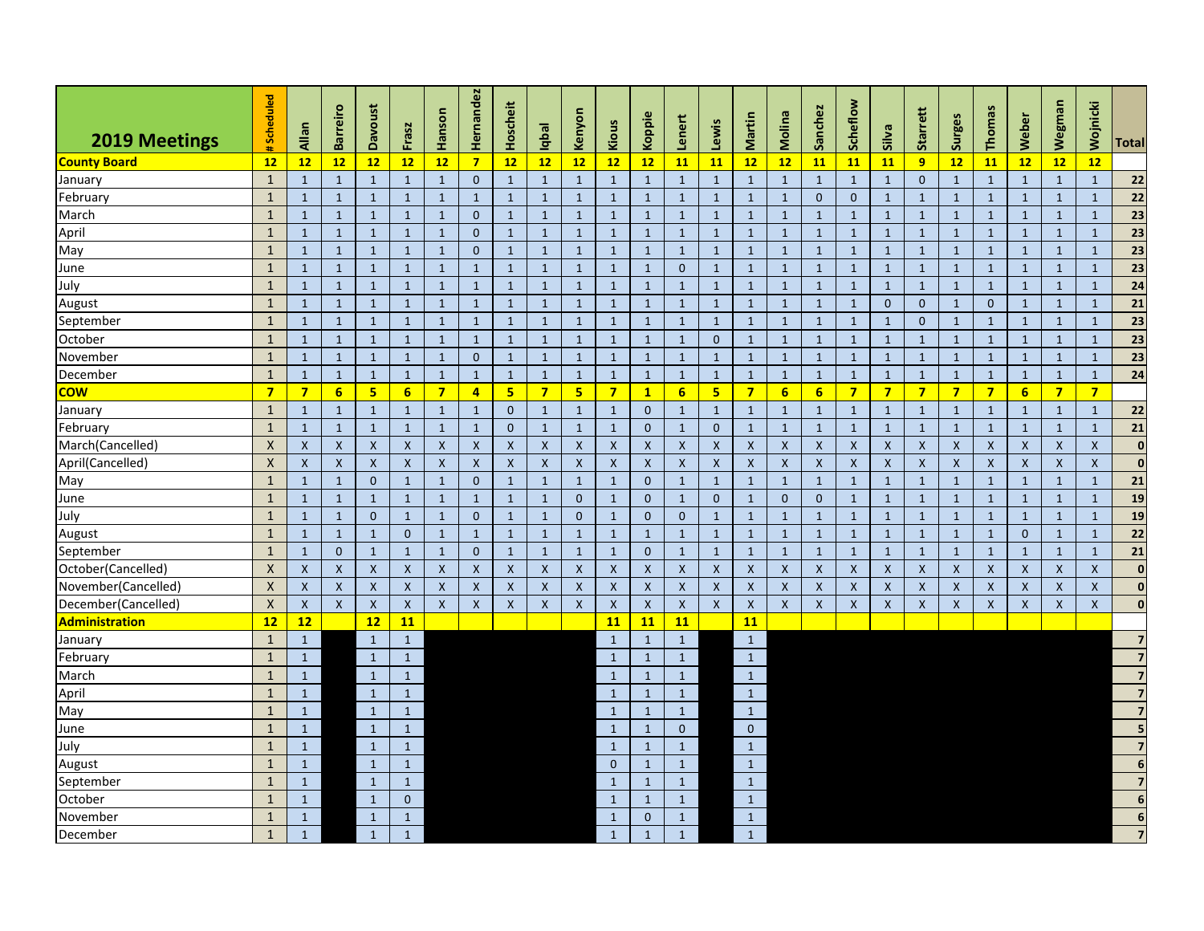| 2019 Meetings | # Scheduled | Allan | Barreiro | Davoust | Frasz | Hanson | Hernandez | Hoscheit | Iqbal | Kenyon | Kious | Koppie | Lenert | Lewis | Martin | Molina | Sanchez | Scheflow | Silva | Starrett | Surges | Thomas | Weber | Wegman | Wojnicki | Total |
|---|---|---|---|---|---|---|---|---|---|---|---|---|---|---|---|---|---|---|---|---|---|---|---|---|---|---|
| **County Board** | **12** | **12** | **12** | **12** | **12** | **12** | **7** | **12** | **12** | **12** | **12** | **12** | **11** | **11** | **12** | **12** | **11** | **11** | **11** | **9** | **12** | **11** | **12** | **12** | **12** | |
| January | 1 | 1 | 1 | 1 | 1 | 1 | 0 | 1 | 1 | 1 | 1 | 1 | 1 | 1 | 1 | 1 | 1 | 1 | 1 | 0 | 1 | 1 | 1 | 1 | 1 | **22** |
| February | 1 | 1 | 1 | 1 | 1 | 1 | 1 | 1 | 1 | 1 | 1 | 1 | 1 | 1 | 1 | 1 | 0 | 0 | 1 | 1 | 1 | 1 | 1 | 1 | 1 | **22** |
| March | 1 | 1 | 1 | 1 | 1 | 1 | 0 | 1 | 1 | 1 | 1 | 1 | 1 | 1 | 1 | 1 | 1 | 1 | 1 | 1 | 1 | 1 | 1 | 1 | 1 | **23** |
| April | 1 | 1 | 1 | 1 | 1 | 1 | 0 | 1 | 1 | 1 | 1 | 1 | 1 | 1 | 1 | 1 | 1 | 1 | 1 | 1 | 1 | 1 | 1 | 1 | 1 | **23** |
| May | 1 | 1 | 1 | 1 | 1 | 1 | 0 | 1 | 1 | 1 | 1 | 1 | 1 | 1 | 1 | 1 | 1 | 1 | 1 | 1 | 1 | 1 | 1 | 1 | 1 | **23** |
| June | 1 | 1 | 1 | 1 | 1 | 1 | 1 | 1 | 1 | 1 | 1 | 1 | 0 | 1 | 1 | 1 | 1 | 1 | 1 | 1 | 1 | 1 | 1 | 1 | 1 | **23** |
| July | 1 | 1 | 1 | 1 | 1 | 1 | 1 | 1 | 1 | 1 | 1 | 1 | 1 | 1 | 1 | 1 | 1 | 1 | 1 | 1 | 1 | 1 | 1 | 1 | 1 | **24** |
| August | 1 | 1 | 1 | 1 | 1 | 1 | 1 | 1 | 1 | 1 | 1 | 1 | 1 | 1 | 1 | 1 | 1 | 1 | 0 | 0 | 1 | 0 | 1 | 1 | 1 | **21** |
| September | 1 | 1 | 1 | 1 | 1 | 1 | 1 | 1 | 1 | 1 | 1 | 1 | 1 | 1 | 1 | 1 | 1 | 1 | 1 | 0 | 1 | 1 | 1 | 1 | 1 | **23** |
| October | 1 | 1 | 1 | 1 | 1 | 1 | 1 | 1 | 1 | 1 | 1 | 1 | 1 | 0 | 1 | 1 | 1 | 1 | 1 | 1 | 1 | 1 | 1 | 1 | 1 | **23** |
| November | 1 | 1 | 1 | 1 | 1 | 1 | 0 | 1 | 1 | 1 | 1 | 1 | 1 | 1 | 1 | 1 | 1 | 1 | 1 | 1 | 1 | 1 | 1 | 1 | 1 | **23** |
| December | 1 | 1 | 1 | 1 | 1 | 1 | 1 | 1 | 1 | 1 | 1 | 1 | 1 | 1 | 1 | 1 | 1 | 1 | 1 | 1 | 1 | 1 | 1 | 1 | 1 | **24** |
| **COW** | **7** | **7** | **6** | **5** | **6** | **7** | **4** | **5** | **7** | **5** | **7** | **1** | **6** | **5** | **7** | **6** | **6** | **7** | **7** | **7** | **7** | **7** | **6** | **7** | **7** | |
| January | 1 | 1 | 1 | 1 | 1 | 1 | 1 | 0 | 1 | 1 | 1 | 0 | 1 | 1 | 1 | 1 | 1 | 1 | 1 | 1 | 1 | 1 | 1 | 1 | 1 | **22** |
| February | 1 | 1 | 1 | 1 | 1 | 1 | 1 | 0 | 1 | 1 | 1 | 0 | 1 | 0 | 1 | 1 | 1 | 1 | 1 | 1 | 1 | 1 | 1 | 1 | 1 | **21** |
| March(Cancelled) | X | X | X | X | X | X | X | X | X | X | X | X | X | X | X | X | X | X | X | X | X | X | X | X | X | **0** |
| April(Cancelled) | X | X | X | X | X | X | X | X | X | X | X | X | X | X | X | X | X | X | X | X | X | X | X | X | X | **0** |
| May | 1 | 1 | 1 | 0 | 1 | 1 | 0 | 1 | 1 | 1 | 1 | 0 | 1 | 1 | 1 | 1 | 1 | 1 | 1 | 1 | 1 | 1 | 1 | 1 | 1 | **21** |
| June | 1 | 1 | 1 | 1 | 1 | 1 | 1 | 1 | 1 | 0 | 1 | 0 | 1 | 0 | 1 | 0 | 0 | 1 | 1 | 1 | 1 | 1 | 1 | 1 | 1 | **19** |
| July | 1 | 1 | 1 | 0 | 1 | 1 | 0 | 1 | 1 | 0 | 1 | 0 | 0 | 1 | 1 | 1 | 1 | 1 | 1 | 1 | 1 | 1 | 1 | 1 | 1 | **19** |
| August | 1 | 1 | 1 | 1 | 0 | 1 | 1 | 1 | 1 | 1 | 1 | 1 | 1 | 1 | 1 | 1 | 1 | 1 | 1 | 1 | 1 | 1 | 0 | 1 | 1 | **22** |
| September | 1 | 1 | 0 | 1 | 1 | 1 | 0 | 1 | 1 | 1 | 1 | 0 | 1 | 1 | 1 | 1 | 1 | 1 | 1 | 1 | 1 | 1 | 1 | 1 | 1 | **21** |
| October(Cancelled) | X | X | X | X | X | X | X | X | X | X | X | X | X | X | X | X | X | X | X | X | X | X | X | X | X | **0** |
| November(Cancelled) | X | X | X | X | X | X | X | X | X | X | X | X | X | X | X | X | X | X | X | X | X | X | X | X | X | **0** |
| December(Cancelled) | X | X | X | X | X | X | X | X | X | X | X | X | X | X | X | X | X | X | X | X | X | X | X | X | X | **0** |
| **Administration** | **12** | **12** | | **12** | **11** | | | | | | **11** | **11** | **11** | | **11** | | | | | | | | | | | |
| January | 1 | 1 | | 1 | 1 | | | | | | 1 | 1 | 1 | | 1 | | | | | | | | | | | **7** |
| February | 1 | 1 | | 1 | 1 | | | | | | 1 | 1 | 1 | | 1 | | | | | | | | | | | **7** |
| March | 1 | 1 | | 1 | 1 | | | | | | 1 | 1 | 1 | | 1 | | | | | | | | | | | **7** |
| April | 1 | 1 | | 1 | 1 | | | | | | 1 | 1 | 1 | | 1 | | | | | | | | | | | **7** |
| May | 1 | 1 | | 1 | 1 | | | | | | 1 | 1 | 1 | | 1 | | | | | | | | | | | **7** |
| June | 1 | 1 | | 1 | 1 | | | | | | 1 | 1 | 0 | | 0 | | | | | | | | | | | **5** |
| July | 1 | 1 | | 1 | 1 | | | | | | 1 | 1 | 1 | | 1 | | | | | | | | | | | **7** |
| August | 1 | 1 | | 1 | 1 | | | | | | 0 | 1 | 1 | | 1 | | | | | | | | | | | **6** |
| September | 1 | 1 | | 1 | 1 | | | | | | 1 | 1 | 1 | | 1 | | | | | | | | | | | **7** |
| October | 1 | 1 | | 1 | 0 | | | | | | 1 | 1 | 1 | | 1 | | | | | | | | | | | **6** |
| November | 1 | 1 | | 1 | 1 | | | | | | 1 | 0 | 1 | | 1 | | | | | | | | | | | **6** |
| December | 1 | 1 | | 1 | 1 | | | | | | 1 | 1 | 1 | | 1 | | | | | | | | | | | **7** |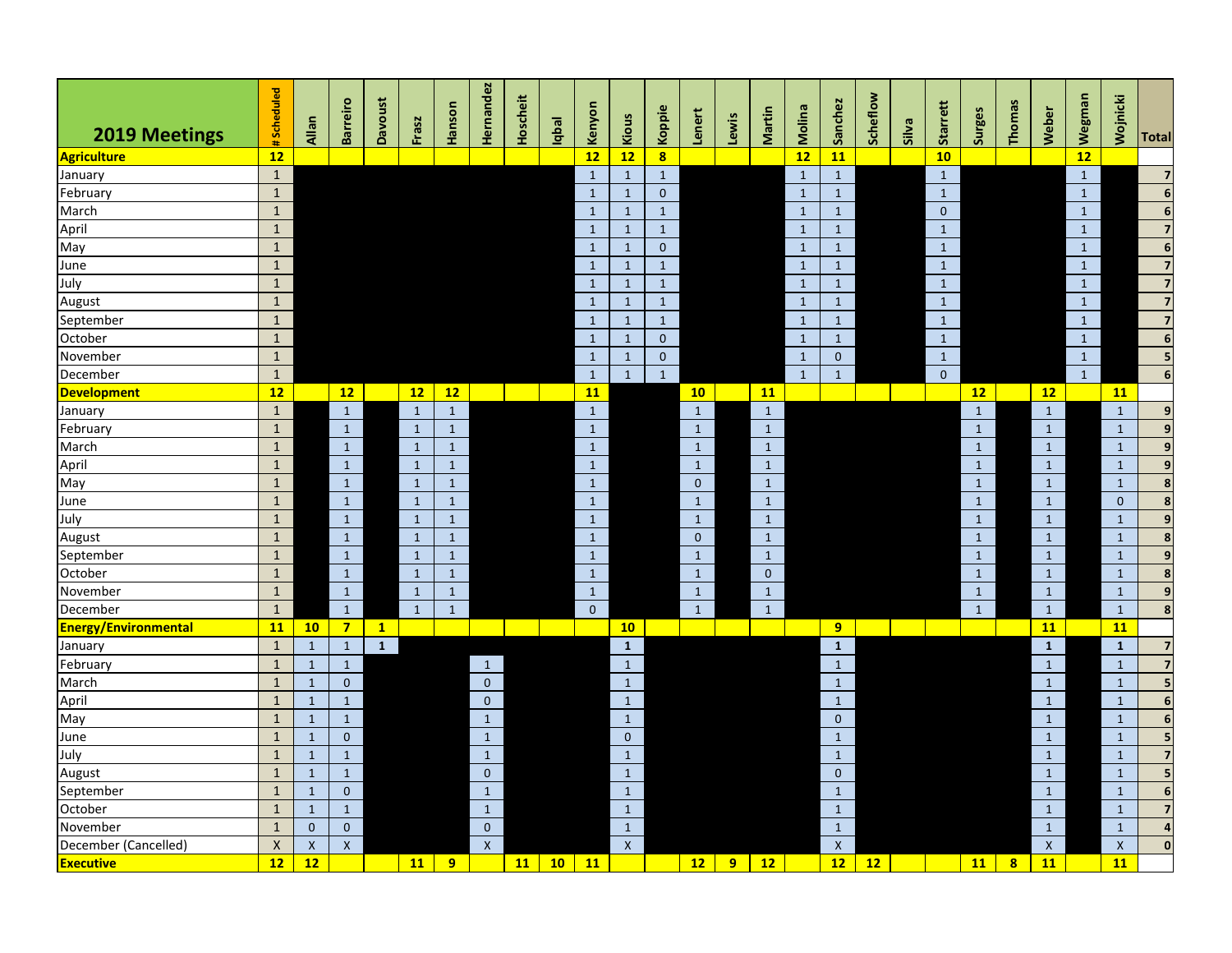| 2019 Meetings | # Scheduled | Allan | Barreiro | Davoust | Frasz | Hanson | Hernandez | Hoscheit | Iqbal | Kenyon | Kious | Koppie | Lenert | Lewis | Martin | Molina | Sanchez | Scheflow | Silva | Starrett | Surges | Thomas | Weber | Wegman | Wojnicki | Total |
|---|---|---|---|---|---|---|---|---|---|---|---|---|---|---|---|---|---|---|---|---|---|---|---|---|---|---|
| **Agriculture** | **12** | | | | | | | | | **12** | **12** | **8** | | | | **12** | **11** | | | **10** | | | | **12** | | |
| January | 1 | | | | | | | | | 1 | 1 | 1 | | | | 1 | 1 | | | 1 | | | | 1 | | 7 |
| February | 1 | | | | | | | | | 1 | 1 | 0 | | | | 1 | 1 | | | 1 | | | | 1 | | 6 |
| March | 1 | | | | | | | | | 1 | 1 | 1 | | | | 1 | 1 | | | 0 | | | | 1 | | 6 |
| April | 1 | | | | | | | | | 1 | 1 | 1 | | | | 1 | 1 | | | 1 | | | | 1 | | 7 |
| May | 1 | | | | | | | | | 1 | 1 | 0 | | | | 1 | 1 | | | 1 | | | | 1 | | 6 |
| June | 1 | | | | | | | | | 1 | 1 | 1 | | | | 1 | 1 | | | 1 | | | | 1 | | 7 |
| July | 1 | | | | | | | | | 1 | 1 | 1 | | | | 1 | 1 | | | 1 | | | | 1 | | 7 |
| August | 1 | | | | | | | | | 1 | 1 | 1 | | | | 1 | 1 | | | 1 | | | | 1 | | 7 |
| September | 1 | | | | | | | | | 1 | 1 | 1 | | | | 1 | 1 | | | 1 | | | | 1 | | 7 |
| October | 1 | | | | | | | | | 1 | 1 | 0 | | | | 1 | 1 | | | 1 | | | | 1 | | 6 |
| November | 1 | | | | | | | | | 1 | 1 | 0 | | | | 1 | 0 | | | 1 | | | | 1 | | 5 |
| December | 1 | | | | | | | | | 1 | 1 | 1 | | | | 1 | 1 | | | 0 | | | | 1 | | 6 |
| **Development** | **12** | | **12** | | **12** | **12** | | | | **11** | | | **10** | | **11** | | | | | | **12** | | **12** | | **11** | |
| January | 1 | | 1 | | 1 | 1 | | | | 1 | | | 1 | | 1 | | | | | | 1 | | 1 | | 1 | 9 |
| February | 1 | | 1 | | 1 | 1 | | | | 1 | | | 1 | | 1 | | | | | | 1 | | 1 | | 1 | 9 |
| March | 1 | | 1 | | 1 | 1 | | | | 1 | | | 1 | | 1 | | | | | | 1 | | 1 | | 1 | 9 |
| April | 1 | | 1 | | 1 | 1 | | | | 1 | | | 1 | | 1 | | | | | | 1 | | 1 | | 1 | 9 |
| May | 1 | | 1 | | 1 | 1 | | | | 1 | | | 0 | | 1 | | | | | | 1 | | 1 | | 1 | 8 |
| June | 1 | | 1 | | 1 | 1 | | | | 1 | | | 1 | | 1 | | | | | | 1 | | 1 | | 0 | 8 |
| July | 1 | | 1 | | 1 | 1 | | | | 1 | | | 1 | | 1 | | | | | | 1 | | 1 | | 1 | 9 |
| August | 1 | | 1 | | 1 | 1 | | | | 1 | | | 0 | | 1 | | | | | | 1 | | 1 | | 1 | 8 |
| September | 1 | | 1 | | 1 | 1 | | | | 1 | | | 1 | | 1 | | | | | | 1 | | 1 | | 1 | 9 |
| October | 1 | | 1 | | 1 | 1 | | | | 1 | | | 1 | | 0 | | | | | | 1 | | 1 | | 1 | 8 |
| November | 1 | | 1 | | 1 | 1 | | | | 1 | | | 1 | | 1 | | | | | | 1 | | 1 | | 1 | 9 |
| December | 1 | | 1 | | 1 | 1 | | | | 0 | | | 1 | | 1 | | | | | | 1 | | 1 | | 1 | 8 |
| **Energy/Environmental** | **11** | **10** | **7** | **1** | | | | | | | **10** | | | | | | **9** | | | | | | **11** | | **11** | |
| January | 1 | 1 | 1 | 1 | | | | | | | 1 | | | | | | 1 | | | | | | 1 | | 1 | 7 |
| February | 1 | 1 | 1 | | | | 1 | | | | 1 | | | | | | 1 | | | | | | 1 | | 1 | 7 |
| March | 1 | 1 | 0 | | | | 0 | | | | 1 | | | | | | 1 | | | | | | 1 | | 1 | 5 |
| April | 1 | 1 | 1 | | | | 0 | | | | 1 | | | | | | 1 | | | | | | 1 | | 1 | 6 |
| May | 1 | 1 | 1 | | | | 1 | | | | 1 | | | | | | 0 | | | | | | 1 | | 1 | 6 |
| June | 1 | 1 | 0 | | | | 1 | | | | 0 | | | | | | 1 | | | | | | 1 | | 1 | 5 |
| July | 1 | 1 | 1 | | | | 1 | | | | 1 | | | | | | 1 | | | | | | 1 | | 1 | 7 |
| August | 1 | 1 | 1 | | | | 0 | | | | 1 | | | | | | 0 | | | | | | 1 | | 1 | 5 |
| September | 1 | 1 | 0 | | | | 1 | | | | 1 | | | | | | 1 | | | | | | 1 | | 1 | 6 |
| October | 1 | 1 | 1 | | | | 1 | | | | 1 | | | | | | 1 | | | | | | 1 | | 1 | 7 |
| November | 1 | 0 | 0 | | | | 0 | | | | 1 | | | | | | 1 | | | | | | 1 | | 1 | 4 |
| December (Cancelled) | X | X | X | | | | X | | | | X | | | | | | X | | | | | | X | | X | 0 |
| **Executive** | **12** | **12** | | | **11** | **9** | | **11** | **10** | **11** | | | **12** | **9** | **12** | | **12** | **12** | | | **11** | **8** | **11** | | **11** | |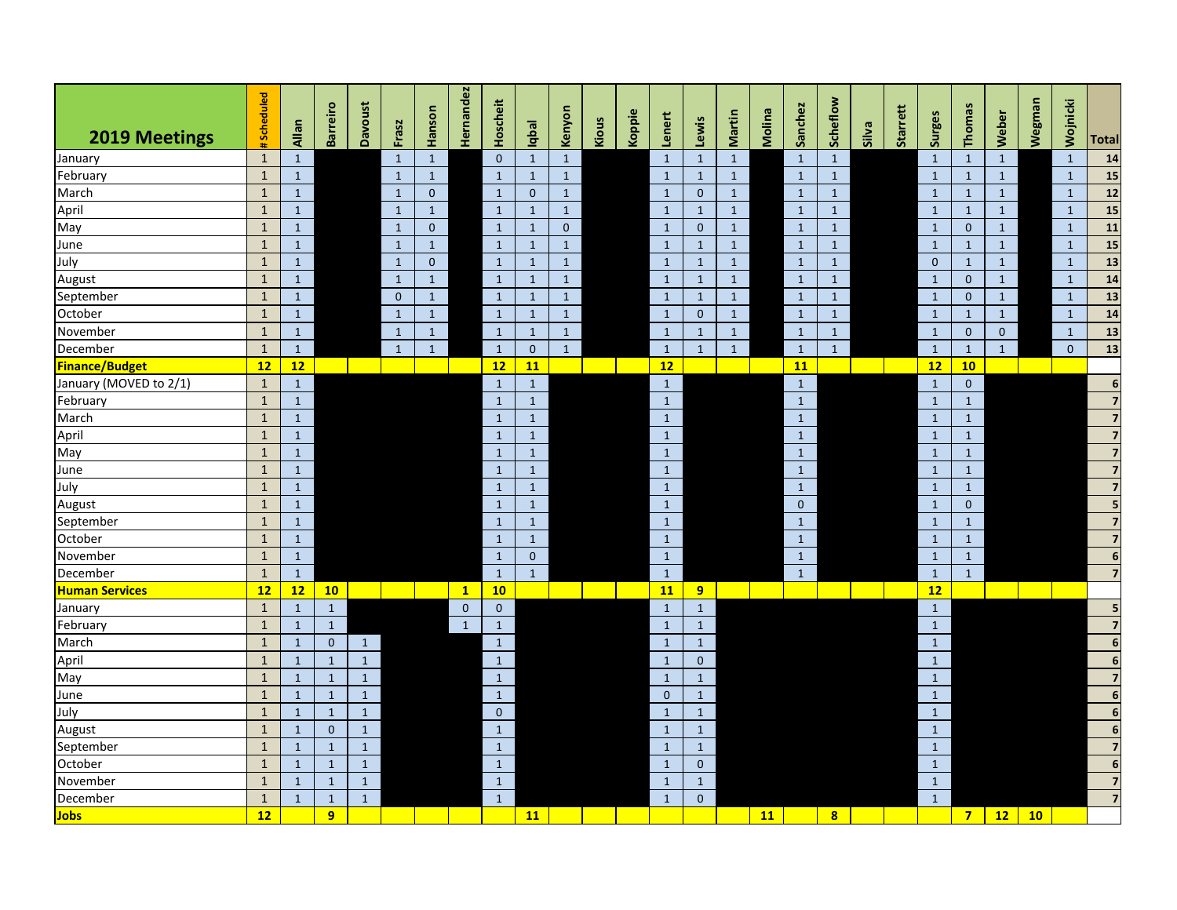| 2019 Meetings | #Scheduled | Allan | Barreiro | Davoust | Frasz | Hanson | Hernandez | Hoscheit | Iqbal | Kenyon | Kious | Koppie | Lenert | Lewis | Martin | Molina | Sanchez | Scheflow | Silva | Starrett | Surges | Thomas | Weber | Wegman | Wojnicki | Total |
|---|---|---|---|---|---|---|---|---|---|---|---|---|---|---|---|---|---|---|---|---|---|---|---|---|---|---|
| January | 1 | 1 | | | 1 | 1 | | 0 | 1 | 1 | | | 1 | 1 | 1 | | 1 | 1 | | | 1 | 1 | 1 | | 1 | 14 |
| February | 1 | 1 | | | 1 | 1 | | 1 | 1 | 1 | | | 1 | 1 | 1 | | 1 | 1 | | | 1 | 1 | 1 | | 1 | 15 |
| March | 1 | 1 | | | 1 | 0 | | 1 | 0 | 1 | | | 1 | 0 | 1 | | 1 | 1 | | | 1 | 1 | 1 | | 1 | 12 |
| April | 1 | 1 | | | 1 | 1 | | 1 | 1 | 1 | | | 1 | 1 | 1 | | 1 | 1 | | | 1 | 1 | 1 | | 1 | 15 |
| May | 1 | 1 | | | 1 | 0 | | 1 | 1 | 0 | | | 1 | 0 | 1 | | 1 | 1 | | | 1 | 0 | 1 | | 1 | 11 |
| June | 1 | 1 | | | 1 | 1 | | 1 | 1 | 1 | | | 1 | 1 | 1 | | 1 | 1 | | | 1 | 1 | 1 | | 1 | 15 |
| July | 1 | 1 | | | 1 | 0 | | 1 | 1 | 1 | | | 1 | 1 | 1 | | 1 | 1 | | | 0 | 1 | 1 | | 1 | 13 |
| August | 1 | 1 | | | 1 | 1 | | 1 | 1 | 1 | | | 1 | 1 | 1 | | 1 | 1 | | | 1 | 0 | 1 | | 1 | 14 |
| September | 1 | 1 | | | 0 | 1 | | 1 | 1 | 1 | | | 1 | 1 | 1 | | 1 | 1 | | | 1 | 0 | 1 | | 1 | 13 |
| October | 1 | 1 | | | 1 | 1 | | 1 | 1 | 1 | | | 1 | 0 | 1 | | 1 | 1 | | | 1 | 1 | 1 | | 1 | 14 |
| November | 1 | 1 | | | 1 | 1 | | 1 | 1 | 1 | | | 1 | 1 | 1 | | 1 | 1 | | | 1 | 0 | 0 | | 1 | 13 |
| December | 1 | 1 | | | 1 | 1 | | 1 | 0 | 1 | | | 1 | 1 | 1 | | 1 | 1 | | | 1 | 1 | 1 | | 0 | 13 |
| **Finance/Budget** | **12** | **12** | | | | | | **12** | **11** | | | | **12** | | | | **11** | | | | **12** | **10** | | | | |
| January (MOVED to 2/1) | 1 | 1 | | | | | | 1 | 1 | | | | 1 | | | | 1 | | | | 1 | 0 | | | | 6 |
| February | 1 | 1 | | | | | | 1 | 1 | | | | 1 | | | | 1 | | | | 1 | 1 | | | | 7 |
| March | 1 | 1 | | | | | | 1 | 1 | | | | 1 | | | | 1 | | | | 1 | 1 | | | | 7 |
| April | 1 | 1 | | | | | | 1 | 1 | | | | 1 | | | | 1 | | | | 1 | 1 | | | | 7 |
| May | 1 | 1 | | | | | | 1 | 1 | | | | 1 | | | | 1 | | | | 1 | 1 | | | | 7 |
| June | 1 | 1 | | | | | | 1 | 1 | | | | 1 | | | | 1 | | | | 1 | 1 | | | | 7 |
| July | 1 | 1 | | | | | | 1 | 1 | | | | 1 | | | | 1 | | | | 1 | 1 | | | | 7 |
| August | 1 | 1 | | | | | | 1 | 1 | | | | 1 | | | | 0 | | | | 1 | 0 | | | | 5 |
| September | 1 | 1 | | | | | | 1 | 1 | | | | 1 | | | | 1 | | | | 1 | 1 | | | | 7 |
| October | 1 | 1 | | | | | | 1 | 1 | | | | 1 | | | | 1 | | | | 1 | 1 | | | | 7 |
| November | 1 | 1 | | | | | | 1 | 0 | | | | 1 | | | | 1 | | | | 1 | 1 | | | | 6 |
| December | 1 | 1 | | | | | | 1 | 1 | | | | 1 | | | | 1 | | | | 1 | 1 | | | | 7 |
| **Human Services** | **12** | **12** | **10** | | | | **1** | **10** | | | | | **11** | **9** | | | | | | | **12** | | | | | |
| January | 1 | 1 | 1 | | | | 0 | 0 | | | | | 1 | 1 | | | | | | | 1 | | | | | 5 |
| February | 1 | 1 | 1 | | | | 1 | 1 | | | | | 1 | 1 | | | | | | | 1 | | | | | 7 |
| March | 1 | 1 | 0 | 1 | | | | 1 | | | | | 1 | 1 | | | | | | | 1 | | | | | 6 |
| April | 1 | 1 | 1 | 1 | | | | 1 | | | | | 1 | 0 | | | | | | | 1 | | | | | 6 |
| May | 1 | 1 | 1 | 1 | | | | 1 | | | | | 1 | 1 | | | | | | | 1 | | | | | 7 |
| June | 1 | 1 | 1 | 1 | | | | 1 | | | | | 0 | 1 | | | | | | | 1 | | | | | 6 |
| July | 1 | 1 | 1 | 1 | | | | 0 | | | | | 1 | 1 | | | | | | | 1 | | | | | 6 |
| August | 1 | 1 | 0 | 1 | | | | 1 | | | | | 1 | 1 | | | | | | | 1 | | | | | 6 |
| September | 1 | 1 | 1 | 1 | | | | 1 | | | | | 1 | 1 | | | | | | | 1 | | | | | 7 |
| October | 1 | 1 | 1 | 1 | | | | 1 | | | | | 1 | 0 | | | | | | | 1 | | | | | 6 |
| November | 1 | 1 | 1 | 1 | | | | 1 | | | | | 1 | 1 | | | | | | | 1 | | | | | 7 |
| December | 1 | 1 | 1 | 1 | | | | 1 | | | | | 1 | 0 | | | | | | | 1 | | | | | 7 |
| **Jobs** | **12** | | **9** | | | | | | **11** | | | | | | | **11** | | **8** | | | | **7** | **12** | **10** | | |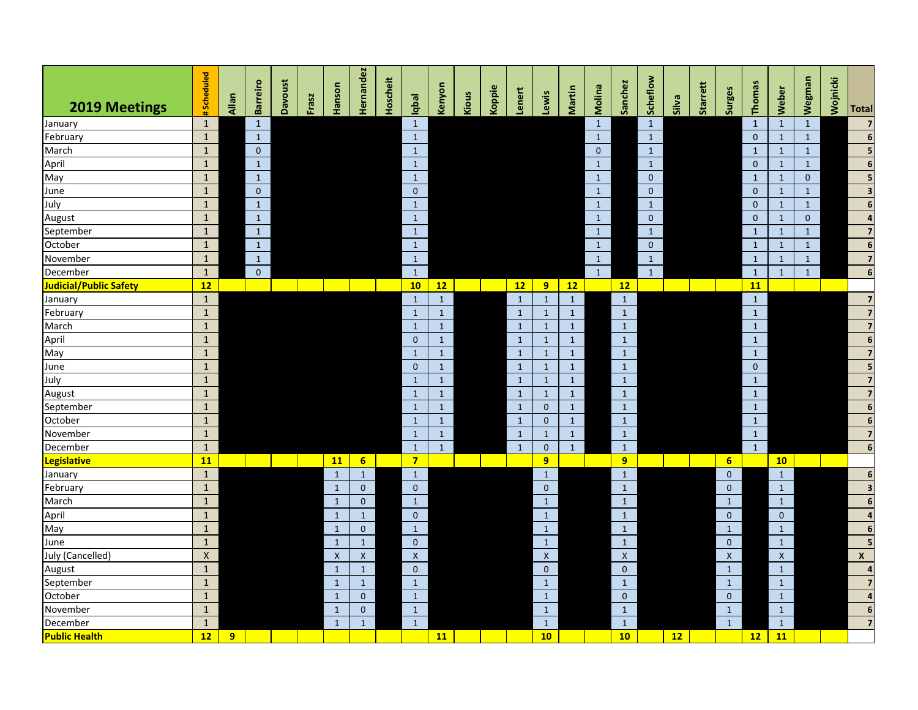| 2019 Meetings | # Scheduled | Allan | Barreiro | Davoust | Frasz | Hanson | Hernandez | Hoscheit | Iqbal | Kenyon | Kious | Koppie | Lenert | Lewis | Martin | Molina | Sanchez | Scheflow | Silva | Starrett | Surges | Thomas | Weber | Wegman | Wojnicki | Total |
|---|---|---|---|---|---|---|---|---|---|---|---|---|---|---|---|---|---|---|---|---|---|---|---|---|---|---|
| January | 1 | | 1 | | | | | | 1 | | | | | | | 1 | | 1 | | | | 1 | 1 | 1 | | 7 |
| February | 1 | | 1 | | | | | | 1 | | | | | | | 1 | | 1 | | | | 0 | 1 | 1 | | 6 |
| March | 1 | | 0 | | | | | | 1 | | | | | | | 0 | | 1 | | | | 1 | 1 | 1 | | 5 |
| April | 1 | | 1 | | | | | | 1 | | | | | | | 1 | | 1 | | | | 0 | 1 | 1 | | 6 |
| May | 1 | | 1 | | | | | | 1 | | | | | | | 1 | | 0 | | | | 1 | 1 | 0 | | 5 |
| June | 1 | | 0 | | | | | | 0 | | | | | | | 1 | | 0 | | | | 0 | 1 | 1 | | 3 |
| July | 1 | | 1 | | | | | | 1 | | | | | | | 1 | | 1 | | | | 0 | 1 | 1 | | 6 |
| August | 1 | | 1 | | | | | | 1 | | | | | | | 1 | | 0 | | | | 0 | 1 | 0 | | 4 |
| September | 1 | | 1 | | | | | | 1 | | | | | | | 1 | | 1 | | | | 1 | 1 | 1 | | 7 |
| October | 1 | | 1 | | | | | | 1 | | | | | | | 1 | | 0 | | | | 1 | 1 | 1 | | 6 |
| November | 1 | | 1 | | | | | | 1 | | | | | | | 1 | | 1 | | | | 1 | 1 | 1 | | 7 |
| December | 1 | | 0 | | | | | | 1 | | | | | | | 1 | | 1 | | | | 1 | 1 | 1 | | 6 |
| **Judicial/Public Safety** | **12** | | | | | | | | **10** | **12** | | | **12** | **9** | **12** | | **12** | | | | | **11** | | | | |
| January | 1 | | | | | | | | 1 | 1 | | | 1 | 1 | 1 | | 1 | | | | | 1 | | | | 7 |
| February | 1 | | | | | | | | 1 | 1 | | | 1 | 1 | 1 | | 1 | | | | | 1 | | | | 7 |
| March | 1 | | | | | | | | 1 | 1 | | | 1 | 1 | 1 | | 1 | | | | | 1 | | | | 7 |
| April | 1 | | | | | | | | 0 | 1 | | | 1 | 1 | 1 | | 1 | | | | | 1 | | | | 6 |
| May | 1 | | | | | | | | 1 | 1 | | | 1 | 1 | 1 | | 1 | | | | | 1 | | | | 7 |
| June | 1 | | | | | | | | 0 | 1 | | | 1 | 1 | 1 | | 1 | | | | | 0 | | | | 5 |
| July | 1 | | | | | | | | 1 | 1 | | | 1 | 1 | 1 | | 1 | | | | | 1 | | | | 7 |
| August | 1 | | | | | | | | 1 | 1 | | | 1 | 1 | 1 | | 1 | | | | | 1 | | | | 7 |
| September | 1 | | | | | | | | 1 | 1 | | | 1 | 0 | 1 | | 1 | | | | | 1 | | | | 6 |
| October | 1 | | | | | | | | 1 | 1 | | | 1 | 0 | 1 | | 1 | | | | | 1 | | | | 6 |
| November | 1 | | | | | | | | 1 | 1 | | | 1 | 1 | 1 | | 1 | | | | | 1 | | | | 7 |
| December | 1 | | | | | | | | 1 | 1 | | | 1 | 0 | 1 | | 1 | | | | | 1 | | | | 6 |
| **Legislative** | **11** | | | | | **11** | **6** | | **7** | | | | | **9** | | | **9** | | | | **6** | | **10** | | | |
| January | 1 | | | | | 1 | 1 | | 1 | | | | | 1 | | | 1 | | | | 0 | | 1 | | | 6 |
| February | 1 | | | | | 1 | 0 | | 0 | | | | | 0 | | | 1 | | | | 0 | | 1 | | | 3 |
| March | 1 | | | | | 1 | 0 | | 1 | | | | | 1 | | | 1 | | | | 1 | | 1 | | | 6 |
| April | 1 | | | | | 1 | 1 | | 0 | | | | | 1 | | | 1 | | | | 0 | | 0 | | | 4 |
| May | 1 | | | | | 1 | 0 | | 1 | | | | | 1 | | | 1 | | | | 1 | | 1 | | | 6 |
| June | 1 | | | | | 1 | 1 | | 0 | | | | | 1 | | | 1 | | | | 0 | | 1 | | | 5 |
| July (Cancelled) | X | | | | | X | X | | X | | | | | X | | | X | | | | X | | X | | | X |
| August | 1 | | | | | 1 | 1 | | 0 | | | | | 0 | | | 0 | | | | 1 | | 1 | | | 4 |
| September | 1 | | | | | 1 | 1 | | 1 | | | | | 1 | | | 1 | | | | 1 | | 1 | | | 7 |
| October | 1 | | | | | 1 | 0 | | 1 | | | | | 1 | | | 0 | | | | 0 | | 1 | | | 4 |
| November | 1 | | | | | 1 | 0 | | 1 | | | | | 1 | | | 1 | | | | 1 | | 1 | | | 6 |
| December | 1 | | | | | 1 | 1 | | 1 | | | | | 1 | | | 1 | | | | 1 | | 1 | | | 7 |
| **Public Health** | **12** | **9** | | | | | | | | **11** | | | | **10** | | | **10** | | **12** | | | **12** | **11** | | | |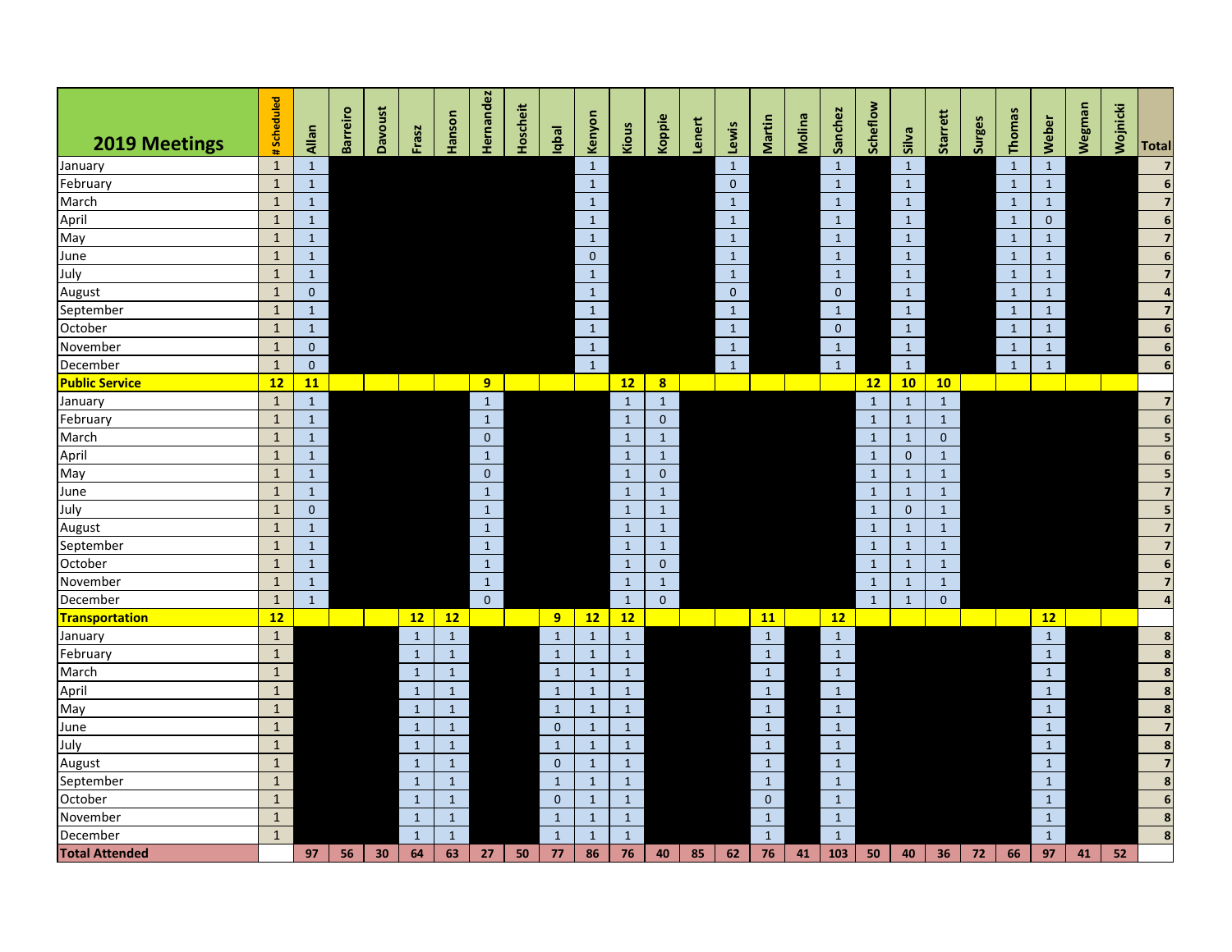| 2019 Meetings | # Scheduled | Allan | Barreiro | Davoust | Frasz | Hanson | Hernandez | Hoscheit | Iqbal | Kenyon | Kious | Koppie | Lenert | Lewis | Martin | Molina | Sanchez | Scheflow | Silva | Starrett | Surges | Thomas | Weber | Wegman | Wojnicki | Total |
|---|---|---|---|---|---|---|---|---|---|---|---|---|---|---|---|---|---|---|---|---|---|---|---|---|---|---|
| January | 1 | 1 | | | | | | | | 1 | | | | 1 | | | 1 | | 1 | | | 1 | 1 | | | 7 |
| February | 1 | 1 | | | | | | | | 1 | | | | 0 | | | 1 | | 1 | | | 1 | 1 | | | 6 |
| March | 1 | 1 | | | | | | | | 1 | | | | 1 | | | 1 | | 1 | | | 1 | 1 | | | 7 |
| April | 1 | 1 | | | | | | | | 1 | | | | 1 | | | 1 | | 1 | | | 1 | 0 | | | 6 |
| May | 1 | 1 | | | | | | | | 1 | | | | 1 | | | 1 | | 1 | | | 1 | 1 | | | 7 |
| June | 1 | 1 | | | | | | | | 0 | | | | 1 | | | 1 | | 1 | | | 1 | 1 | | | 6 |
| July | 1 | 1 | | | | | | | | 1 | | | | 1 | | | 1 | | 1 | | | 1 | 1 | | | 7 |
| August | 1 | 0 | | | | | | | | 1 | | | | 0 | | | 0 | | 1 | | | 1 | 1 | | | 4 |
| September | 1 | 1 | | | | | | | | 1 | | | | 1 | | | 1 | | 1 | | | 1 | 1 | | | 7 |
| October | 1 | 1 | | | | | | | | 1 | | | | 1 | | | 0 | | 1 | | | 1 | 1 | | | 6 |
| November | 1 | 0 | | | | | | | | 1 | | | | 1 | | | 1 | | 1 | | | 1 | 1 | | | 6 |
| December | 1 | 0 | | | | | | | | 1 | | | | 1 | | | 1 | | 1 | | | 1 | 1 | | | 6 |
| **Public Service** | **12** | **11** | | | | | **9** | | | | **12** | **8** | | | | | | **12** | **10** | **10** | | | | | | |
| January | 1 | 1 | | | | | 1 | | | | 1 | 1 | | | | | | 1 | 1 | 1 | | | | | | 7 |
| February | 1 | 1 | | | | | 1 | | | | 1 | 0 | | | | | | 1 | 1 | 1 | | | | | | 6 |
| March | 1 | 1 | | | | | 0 | | | | 1 | 1 | | | | | | 1 | 1 | 0 | | | | | | 5 |
| April | 1 | 1 | | | | | 1 | | | | 1 | 1 | | | | | | 1 | 0 | 1 | | | | | | 6 |
| May | 1 | 1 | | | | | 0 | | | | 1 | 0 | | | | | | 1 | 1 | 1 | | | | | | 5 |
| June | 1 | 1 | | | | | 1 | | | | 1 | 1 | | | | | | 1 | 1 | 1 | | | | | | 7 |
| July | 1 | 0 | | | | | 1 | | | | 1 | 1 | | | | | | 1 | 0 | 1 | | | | | | 5 |
| August | 1 | 1 | | | | | 1 | | | | 1 | 1 | | | | | | 1 | 1 | 1 | | | | | | 7 |
| September | 1 | 1 | | | | | 1 | | | | 1 | 1 | | | | | | 1 | 1 | 1 | | | | | | 7 |
| October | 1 | 1 | | | | | 1 | | | | 1 | 0 | | | | | | 1 | 1 | 1 | | | | | | 6 |
| November | 1 | 1 | | | | | 1 | | | | 1 | 1 | | | | | | 1 | 1 | 1 | | | | | | 7 |
| December | 1 | 1 | | | | | 0 | | | | 1 | 0 | | | | | | 1 | 1 | 0 | | | | | | 4 |
| **Transportation** | **12** | | | | **12** | **12** | | | **9** | **12** | **12** | | | | **11** | | **12** | | | | | | **12** | | | |
| January | 1 | | | | 1 | 1 | | | 1 | 1 | 1 | | | | 1 | | 1 | | | | | | 1 | | | 8 |
| February | 1 | | | | 1 | 1 | | | 1 | 1 | 1 | | | | 1 | | 1 | | | | | | 1 | | | 8 |
| March | 1 | | | | 1 | 1 | | | 1 | 1 | 1 | | | | 1 | | 1 | | | | | | 1 | | | 8 |
| April | 1 | | | | 1 | 1 | | | 1 | 1 | 1 | | | | 1 | | 1 | | | | | | 1 | | | 8 |
| May | 1 | | | | 1 | 1 | | | 1 | 1 | 1 | | | | 1 | | 1 | | | | | | 1 | | | 8 |
| June | 1 | | | | 1 | 1 | | | 0 | 1 | 1 | | | | 1 | | 1 | | | | | | 1 | | | 7 |
| July | 1 | | | | 1 | 1 | | | 1 | 1 | 1 | | | | 1 | | 1 | | | | | | 1 | | | 8 |
| August | 1 | | | | 1 | 1 | | | 0 | 1 | 1 | | | | 1 | | 1 | | | | | | 1 | | | 7 |
| September | 1 | | | | 1 | 1 | | | 1 | 1 | 1 | | | | 1 | | 1 | | | | | | 1 | | | 8 |
| October | 1 | | | | 1 | 1 | | | 0 | 1 | 1 | | | | 0 | | 1 | | | | | | 1 | | | 6 |
| November | 1 | | | | 1 | 1 | | | 1 | 1 | 1 | | | | 1 | | 1 | | | | | | 1 | | | 8 |
| December | 1 | | | | 1 | 1 | | | 1 | 1 | 1 | | | | 1 | | 1 | | | | | | 1 | | | 8 |
| **Total Attended** | | 97 | 56 | 30 | 64 | 63 | 27 | 50 | 77 | 86 | 76 | 40 | 85 | 62 | 76 | 41 | 103 | 50 | 40 | 36 | 72 | 66 | 97 | 41 | 52 | |